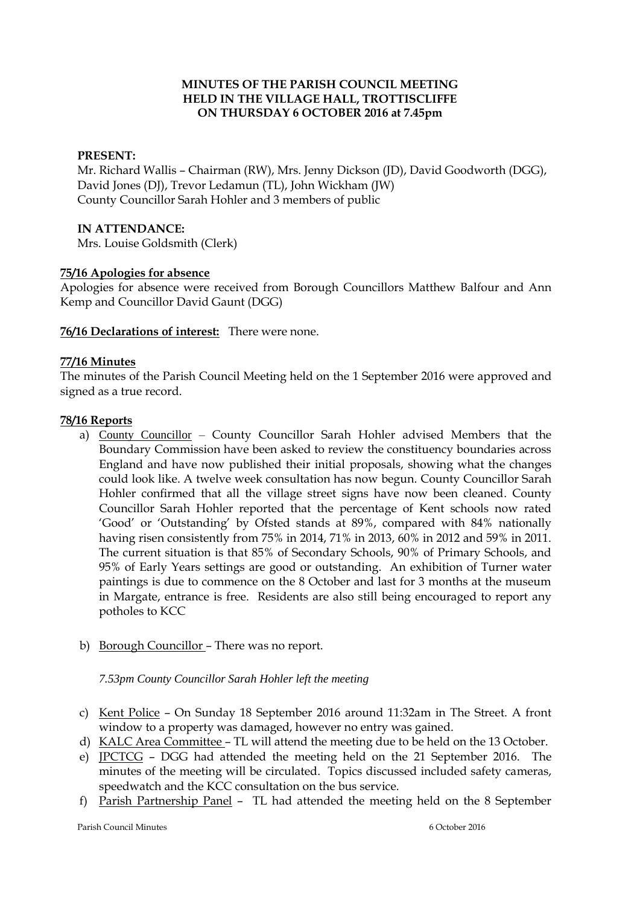**MINUTES OF THE PARISH COUNCIL MEETING**
**HELD IN THE VILLAGE HALL, TROTTISCLIFFE**
**ON THURSDAY 6 OCTOBER 2016 at 7.45pm**

**PRESENT:**

Mr. Richard Wallis – Chairman (RW), Mrs. Jenny Dickson (JD), David Goodworth (DGG), David Jones (DJ), Trevor Ledamun (TL), John Wickham (JW)
County Councillor Sarah Hohler and 3 members of public

**IN ATTENDANCE:**

Mrs. Louise Goldsmith (Clerk)

**75/16 Apologies for absence**

Apologies for absence were received from Borough Councillors Matthew Balfour and Ann Kemp and Councillor David Gaunt (DGG)

**76/16 Declarations of interest:** There were none.

**77/16 Minutes**

The minutes of the Parish Council Meeting held on the 1 September 2016 were approved and signed as a true record.

**78/16 Reports**

a) County Councillor – County Councillor Sarah Hohler advised Members that the Boundary Commission have been asked to review the constituency boundaries across England and have now published their initial proposals, showing what the changes could look like. A twelve week consultation has now begun. County Councillor Sarah Hohler confirmed that all the village street signs have now been cleaned. County Councillor Sarah Hohler reported that the percentage of Kent schools now rated 'Good' or 'Outstanding' by Ofsted stands at 89%, compared with 84% nationally having risen consistently from 75% in 2014, 71% in 2013, 60% in 2012 and 59% in 2011. The current situation is that 85% of Secondary Schools, 90% of Primary Schools, and 95% of Early Years settings are good or outstanding. An exhibition of Turner water paintings is due to commence on the 8 October and last for 3 months at the museum in Margate, entrance is free. Residents are also still being encouraged to report any potholes to KCC

b) Borough Councillor – There was no report.

*7.53pm County Councillor Sarah Hohler left the meeting*

c) Kent Police – On Sunday 18 September 2016 around 11:32am in The Street. A front window to a property was damaged, however no entry was gained.

d) KALC Area Committee – TL will attend the meeting due to be held on the 13 October.

e) JPCTCG – DGG had attended the meeting held on the 21 September 2016. The minutes of the meeting will be circulated. Topics discussed included safety cameras, speedwatch and the KCC consultation on the bus service.

f) Parish Partnership Panel – TL had attended the meeting held on the 8 September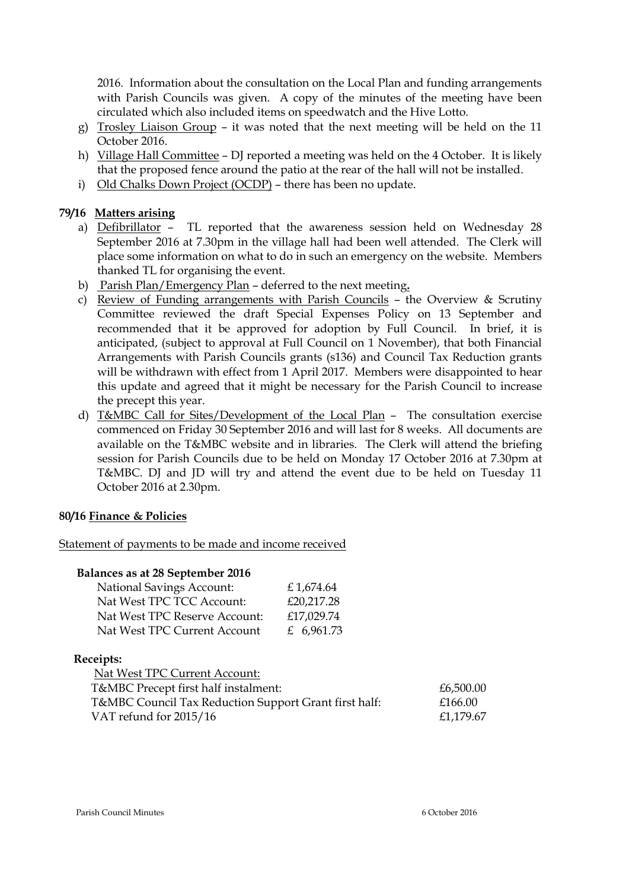2016. Information about the consultation on the Local Plan and funding arrangements with Parish Councils was given. A copy of the minutes of the meeting have been circulated which also included items on speedwatch and the Hive Lotto.

g) Trosley Liaison Group – it was noted that the next meeting will be held on the 11 October 2016.
h) Village Hall Committee – DJ reported a meeting was held on the 4 October. It is likely that the proposed fence around the patio at the rear of the hall will not be installed.
i) Old Chalks Down Project (OCDP) – there has been no update.

**79/16 Matters arising**

a) Defibrillator – TL reported that the awareness session held on Wednesday 28 September 2016 at 7.30pm in the village hall had been well attended. The Clerk will place some information on what to do in such an emergency on the website. Members thanked TL for organising the event.
b) Parish Plan/Emergency Plan – deferred to the next meeting**.**
c) Review of Funding arrangements with Parish Councils – the Overview & Scrutiny Committee reviewed the draft Special Expenses Policy on 13 September and recommended that it be approved for adoption by Full Council. In brief, it is anticipated, (subject to approval at Full Council on 1 November), that both Financial Arrangements with Parish Councils grants (s136) and Council Tax Reduction grants will be withdrawn with effect from 1 April 2017. Members were disappointed to hear this update and agreed that it might be necessary for the Parish Council to increase the precept this year.
d) T&MBC Call for Sites/Development of the Local Plan – The consultation exercise commenced on Friday 30 September 2016 and will last for 8 weeks. All documents are available on the T&MBC website and in libraries. The Clerk will attend the briefing session for Parish Councils due to be held on Monday 17 October 2016 at 7.30pm at T&MBC. DJ and JD will try and attend the event due to be held on Tuesday 11 October 2016 at 2.30pm.

**80/16 Finance & Policies**

Statement of payments to be made and income received

**Balances as at 28 September 2016**

| | |
|---|---|
| National Savings Account: | £ 1,674.64 |
| Nat West TPC TCC Account: | £20,217.28 |
| Nat West TPC Reserve Account: | £17,029.74 |
| Nat West TPC Current Account | £ 6,961.73 |

**Receipts:**

| | |
|---|---|
| Nat West TPC Current Account: | |
| T&MBC Precept first half instalment: | £6,500.00 |
| T&MBC Council Tax Reduction Support Grant first half: | £166.00 |
| VAT refund for 2015/16 | £1,179.67 |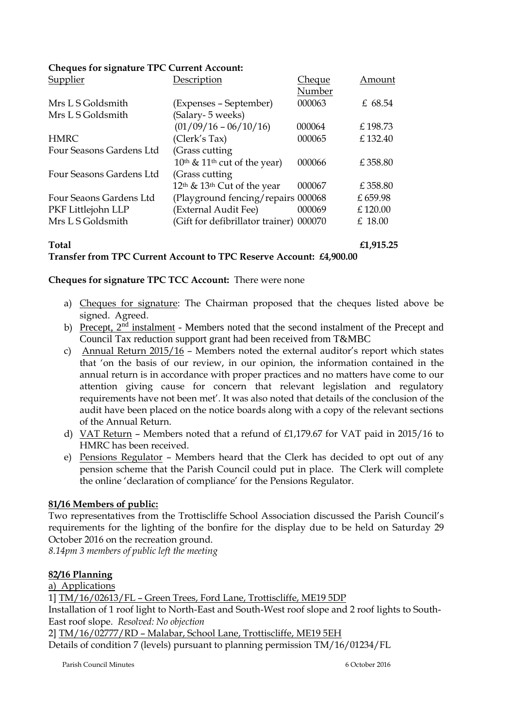**Cheques for signature TPC Current Account:**

| Supplier | Description | Cheque Number | Amount |
|---|---|---|---|
| Mrs L S Goldsmith | (Expenses – September) | 000063 | £ 68.54 |
| Mrs L S Goldsmith | (Salary- 5 weeks) (01/09/16 – 06/10/16) | 000064 | £ 198.73 |
| HMRC | (Clerk's Tax) | 000065 | £ 132.40 |
| Four Seasons Gardens Ltd | (Grass cutting 10th & 11th cut of the year) | 000066 | £ 358.80 |
| Four Seasons Gardens Ltd | (Grass cutting 12th & 13th Cut of the year | 000067 | £ 358.80 |
| Four Seaons Gardens Ltd | (Playground fencing/repairs | 000068 | £ 659.98 |
| PKF Littlejohn LLP | (External Audit Fee) | 000069 | £ 120.00 |
| Mrs L S Goldsmith | (Gift for defibrillator trainer) | 000070 | £ 18.00 |
| **Total** | | | **£1,915.25** |

**Transfer from TPC Current Account to TPC Reserve Account: £4,900.00**

**Cheques for signature TPC TCC Account:** There were none

a) Cheques for signature: The Chairman proposed that the cheques listed above be signed. Agreed.
b) Precept, 2nd instalment - Members noted that the second instalment of the Precept and Council Tax reduction support grant had been received from T&MBC
c) Annual Return 2015/16 – Members noted the external auditor's report which states that 'on the basis of our review, in our opinion, the information contained in the annual return is in accordance with proper practices and no matters have come to our attention giving cause for concern that relevant legislation and regulatory requirements have not been met'. It was also noted that details of the conclusion of the audit have been placed on the notice boards along with a copy of the relevant sections of the Annual Return.
d) VAT Return – Members noted that a refund of £1,179.67 for VAT paid in 2015/16 to HMRC has been received.
e) Pensions Regulator – Members heard that the Clerk has decided to opt out of any pension scheme that the Parish Council could put in place. The Clerk will complete the online 'declaration of compliance' for the Pensions Regulator.

**81/16 Members of public:**

Two representatives from the Trottiscliffe School Association discussed the Parish Council's requirements for the lighting of the bonfire for the display due to be held on Saturday 29 October 2016 on the recreation ground.

*8.14pm 3 members of public left the meeting*

**82/16 Planning**

a) Applications

1] TM/16/02613/FL – Green Trees, Ford Lane, Trottiscliffe, ME19 5DP

Installation of 1 roof light to North-East and South-West roof slope and 2 roof lights to South-East roof slope. *Resolved: No objection*

2] TM/16/02777/RD – Malabar, School Lane, Trottiscliffe, ME19 5EH

Details of condition 7 (levels) pursuant to planning permission TM/16/01234/FL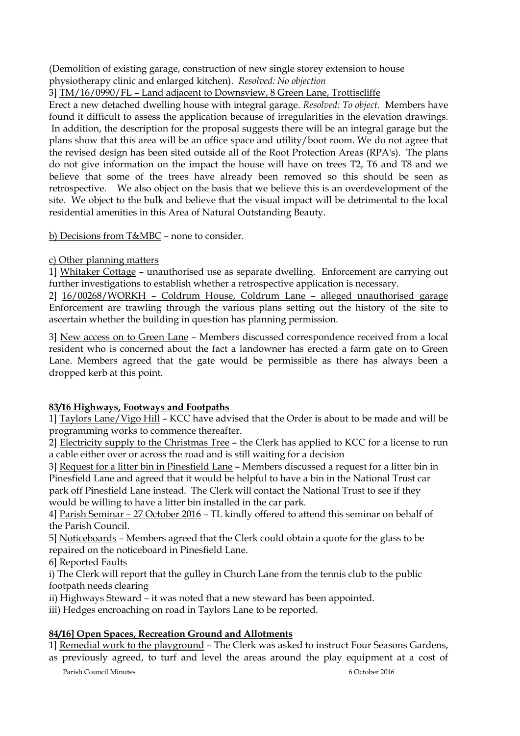(Demolition of existing garage, construction of new single storey extension to house physiotherapy clinic and enlarged kitchen). *Resolved: No objection*

3] TM/16/0990/FL – Land adjacent to Downsview, 8 Green Lane, Trottiscliffe

Erect a new detached dwelling house with integral garage. *Resolved: To object.* Members have found it difficult to assess the application because of irregularities in the elevation drawings. In addition, the description for the proposal suggests there will be an integral garage but the plans show that this area will be an office space and utility/boot room. We do not agree that the revised design has been sited outside all of the Root Protection Areas (RPA's). The plans do not give information on the impact the house will have on trees T2, T6 and T8 and we believe that some of the trees have already been removed so this should be seen as retrospective. We also object on the basis that we believe this is an overdevelopment of the site. We object to the bulk and believe that the visual impact will be detrimental to the local residential amenities in this Area of Natural Outstanding Beauty.

b) Decisions from T&MBC – none to consider.

c) Other planning matters

1] Whitaker Cottage – unauthorised use as separate dwelling. Enforcement are carrying out further investigations to establish whether a retrospective application is necessary.

2] 16/00268/WORKH – Coldrum House, Coldrum Lane – alleged unauthorised garage Enforcement are trawling through the various plans setting out the history of the site to ascertain whether the building in question has planning permission.

3] New access on to Green Lane – Members discussed correspondence received from a local resident who is concerned about the fact a landowner has erected a farm gate on to Green Lane. Members agreed that the gate would be permissible as there has always been a dropped kerb at this point.

**83/16 Highways, Footways and Footpaths**

1] Taylors Lane/Vigo Hill – KCC have advised that the Order is about to be made and will be programming works to commence thereafter.

2] Electricity supply to the Christmas Tree – the Clerk has applied to KCC for a license to run a cable either over or across the road and is still waiting for a decision

3] Request for a litter bin in Pinesfield Lane – Members discussed a request for a litter bin in Pinesfield Lane and agreed that it would be helpful to have a bin in the National Trust car park off Pinesfield Lane instead. The Clerk will contact the National Trust to see if they would be willing to have a litter bin installed in the car park.

4] Parish Seminar – 27 October 2016 – TL kindly offered to attend this seminar on behalf of the Parish Council.

5] Noticeboards – Members agreed that the Clerk could obtain a quote for the glass to be repaired on the noticeboard in Pinesfield Lane.

6] Reported Faults

i) The Clerk will report that the gulley in Church Lane from the tennis club to the public footpath needs clearing

ii) Highways Steward – it was noted that a new steward has been appointed.

iii) Hedges encroaching on road in Taylors Lane to be reported.

**84/16] Open Spaces, Recreation Ground and Allotments**

1] Remedial work to the playground – The Clerk was asked to instruct Four Seasons Gardens, as previously agreed, to turf and level the areas around the play equipment at a cost of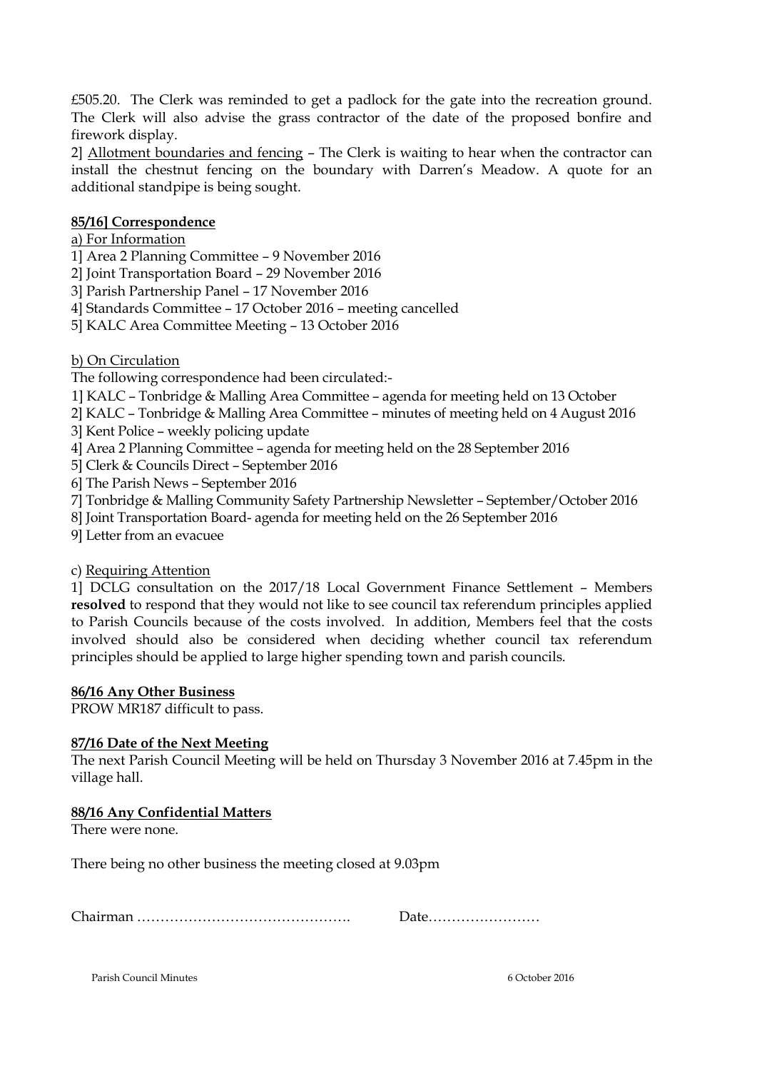£505.20. The Clerk was reminded to get a padlock for the gate into the recreation ground. The Clerk will also advise the grass contractor of the date of the proposed bonfire and firework display.

2] Allotment boundaries and fencing – The Clerk is waiting to hear when the contractor can install the chestnut fencing on the boundary with Darren's Meadow. A quote for an additional standpipe is being sought.

**85/16] Correspondence**

a) For Information

1] Area 2 Planning Committee – 9 November 2016
2] Joint Transportation Board – 29 November 2016
3] Parish Partnership Panel – 17 November 2016
4] Standards Committee – 17 October 2016 – meeting cancelled
5] KALC Area Committee Meeting – 13 October 2016

b) On Circulation

The following correspondence had been circulated:-

1] KALC – Tonbridge & Malling Area Committee – agenda for meeting held on 13 October
2] KALC – Tonbridge & Malling Area Committee – minutes of meeting held on 4 August 2016
3] Kent Police – weekly policing update
4] Area 2 Planning Committee – agenda for meeting held on the 28 September 2016
5] Clerk & Councils Direct – September 2016
6] The Parish News – September 2016
7] Tonbridge & Malling Community Safety Partnership Newsletter – September/October 2016
8] Joint Transportation Board- agenda for meeting held on the 26 September 2016
9] Letter from an evacuee

c) Requiring Attention

1] DCLG consultation on the 2017/18 Local Government Finance Settlement – Members **resolved** to respond that they would not like to see council tax referendum principles applied to Parish Councils because of the costs involved. In addition, Members feel that the costs involved should also be considered when deciding whether council tax referendum principles should be applied to large higher spending town and parish councils.

**86/16 Any Other Business**

PROW MR187 difficult to pass.

**87/16 Date of the Next Meeting**

The next Parish Council Meeting will be held on Thursday 3 November 2016 at 7.45pm in the village hall.

**88/16 Any Confidential Matters**

There were none.

There being no other business the meeting closed at 9.03pm

Chairman ………………………………………. Date……………………